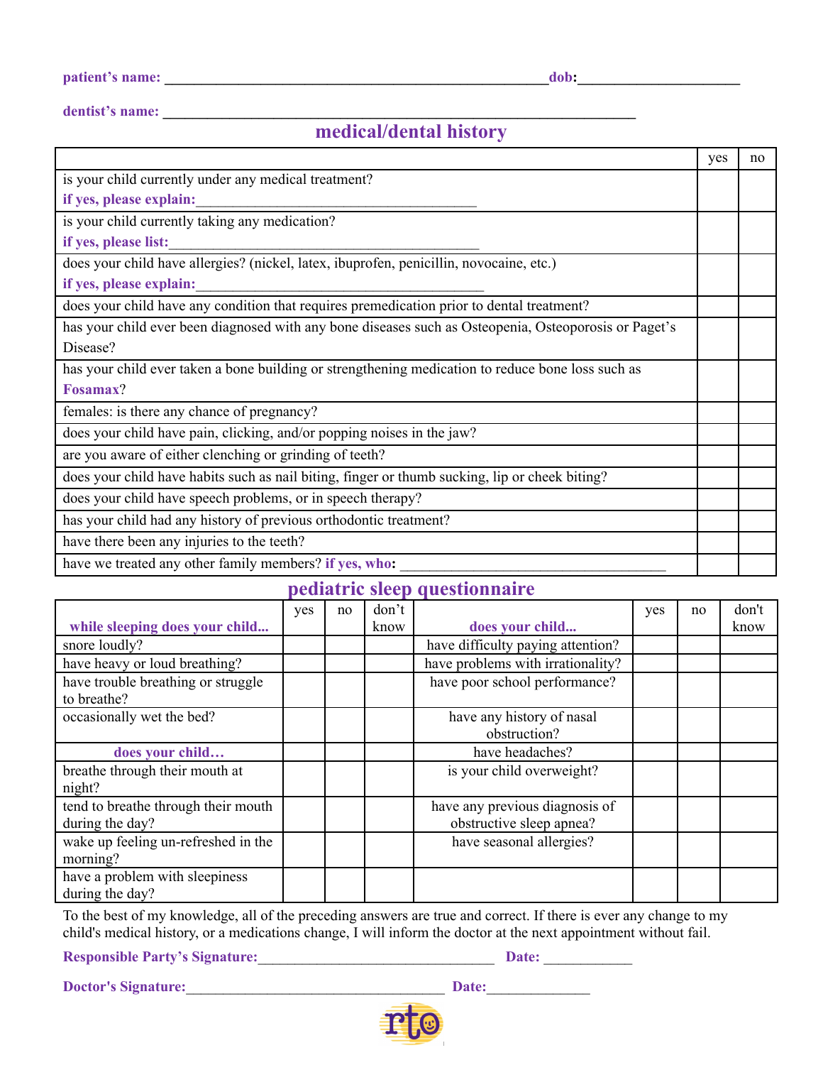**patient's name:** ______________________________________________ **dob:** ____________________

**dentist's name:** ________________________________________________________

## medical/dental history

| | yes | no |
|---|---|---|
| is your child currently under any medical treatment?<br>**if yes, please explain:** ___________________________________ | | |
| is your child currently taking any medication?<br>**if yes, please list:** ________________________________________ | | |
| does your child have allergies? (nickel, latex, ibuprofen, penicillin, novocaine, etc.)<br>**if yes, please explain:** _____________________________________ | | |
| does your child have any condition that requires premedication prior to dental treatment? | | |
| has your child ever been diagnosed with any bone diseases such as Osteopenia, Osteoporosis or Paget's Disease? | | |
| has your child ever taken a bone building or strengthening medication to reduce bone loss such as **Fosamax**? | | |
| females: is there any chance of pregnancy? | | |
| does your child have pain, clicking, and/or popping noises in the jaw? | | |
| are you aware of either clenching or grinding of teeth? | | |
| does your child have habits such as nail biting, finger or thumb sucking, lip or cheek biting? | | |
| does your child have speech problems, or in speech therapy? | | |
| has your child had any history of previous orthodontic treatment? | | |
| have there been any injuries to the teeth? | | |
| have we treated any other family members? **if yes, who:** ________________________________ | | |

## pediatric sleep questionnaire

| **while sleeping does your child...** | yes | no | don't know | **does your child...** | yes | no | don't know |
|---|---|---|---|---|---|---|---|
| snore loudly? | | | | have difficulty paying attention? | | | |
| have heavy or loud breathing? | | | | have problems with irrationality? | | | |
| have trouble breathing or struggle to breathe? | | | | have poor school performance? | | | |
| occasionally wet the bed? | | | | have any history of nasal obstruction? | | | |
| **does your child…** | | | | have headaches? | | | |
| breathe through their mouth at night? | | | | is your child overweight? | | | |
| tend to breathe through their mouth during the day? | | | | have any previous diagnosis of obstructive sleep apnea? | | | |
| wake up feeling un-refreshed in the morning? | | | | have seasonal allergies? | | | |
| have a problem with sleepiness during the day? | | | | | | | |

To the best of my knowledge, all of the preceding answers are true and correct. If there is ever any change to my child's medical history, or a medications change, I will inform the doctor at the next appointment without fail.

**Responsible Party's Signature:** ______________________________ **Date:** ___________

**Doctor's Signature:** _________________________________ **Date:** _____________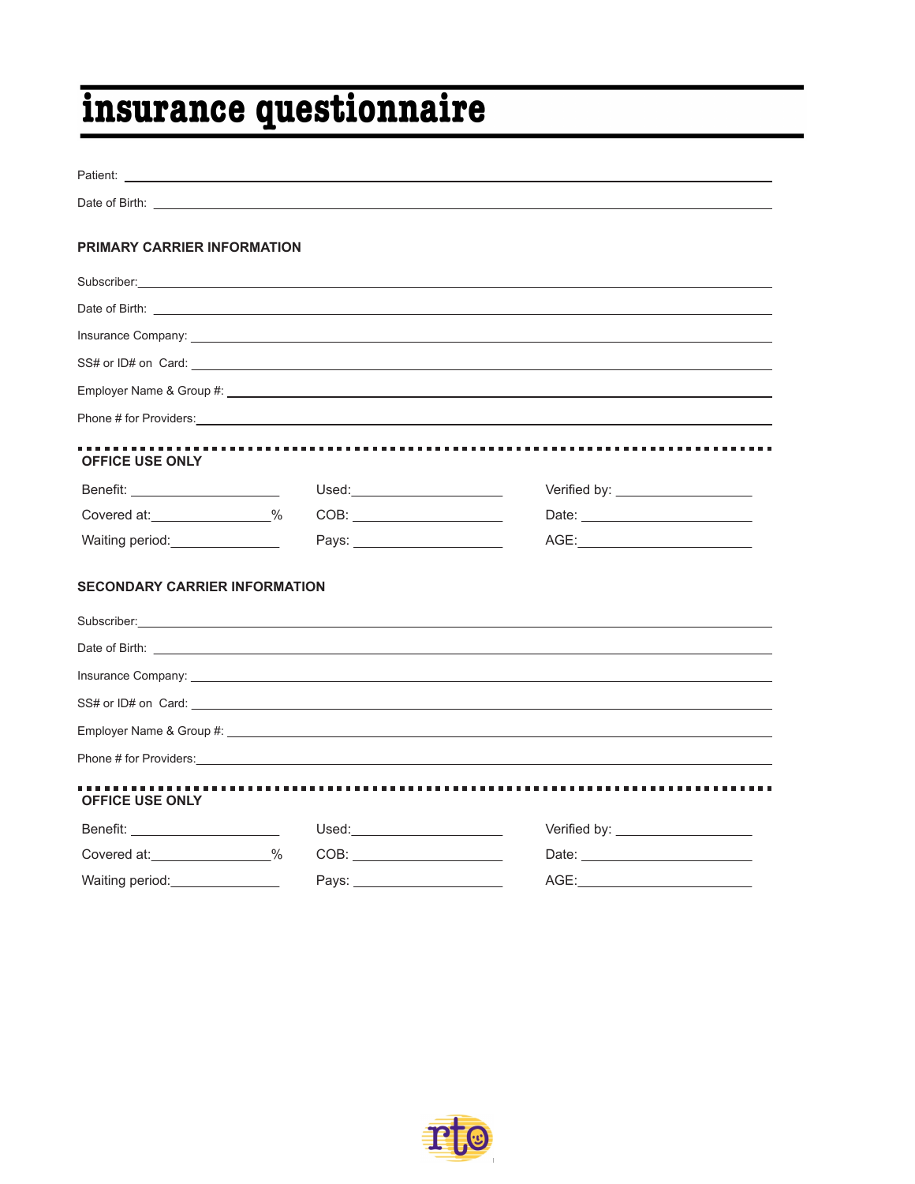# insurance questionnaire

Patient: \_\_\_\_\_\_\_\_\_\_\_\_\_\_\_\_\_\_\_\_\_\_\_\_\_\_\_\_\_\_

Date of Birth: \_\_\_\_\_\_\_\_\_\_\_\_\_\_\_\_\_\_\_\_\_\_\_\_\_\_\_\_\_\_

**PRIMARY CARRIER INFORMATION**

Subscriber: \_\_\_\_\_\_\_\_\_\_\_\_\_\_\_\_\_\_\_\_\_\_\_\_\_\_\_\_\_\_

Date of Birth: \_\_\_\_\_\_\_\_\_\_\_\_\_\_\_\_\_\_\_\_\_\_\_\_\_\_\_\_\_\_

Insurance Company: \_\_\_\_\_\_\_\_\_\_\_\_\_\_\_\_\_\_\_\_\_\_\_\_\_\_\_\_\_\_

SS# or ID# on Card: \_\_\_\_\_\_\_\_\_\_\_\_\_\_\_\_\_\_\_\_\_\_\_\_\_\_\_\_\_\_

Employer Name & Group #: \_\_\_\_\_\_\_\_\_\_\_\_\_\_\_\_\_\_\_\_\_\_\_\_\_\_\_\_\_\_

Phone # for Providers: \_\_\_\_\_\_\_\_\_\_\_\_\_\_\_\_\_\_\_\_\_\_\_\_\_\_\_\_\_\_

**OFFICE USE ONLY**

| | | |
|---|---|---|
| Benefit: \_\_\_\_\_\_\_\_\_\_ | Used: \_\_\_\_\_\_\_\_\_\_ | Verified by: \_\_\_\_\_\_\_\_\_\_ |
| Covered at: \_\_\_\_\_\_\_\_\_\_% | COB: \_\_\_\_\_\_\_\_\_\_ | Date: \_\_\_\_\_\_\_\_\_\_ |
| Waiting period: \_\_\_\_\_\_\_\_\_\_ | Pays: \_\_\_\_\_\_\_\_\_\_ | AGE: \_\_\_\_\_\_\_\_\_\_ |

**SECONDARY CARRIER INFORMATION**

Subscriber: \_\_\_\_\_\_\_\_\_\_\_\_\_\_\_\_\_\_\_\_\_\_\_\_\_\_\_\_\_\_

Date of Birth: \_\_\_\_\_\_\_\_\_\_\_\_\_\_\_\_\_\_\_\_\_\_\_\_\_\_\_\_\_\_

Insurance Company: \_\_\_\_\_\_\_\_\_\_\_\_\_\_\_\_\_\_\_\_\_\_\_\_\_\_\_\_\_\_

SS# or ID# on Card: \_\_\_\_\_\_\_\_\_\_\_\_\_\_\_\_\_\_\_\_\_\_\_\_\_\_\_\_\_\_

Employer Name & Group #: \_\_\_\_\_\_\_\_\_\_\_\_\_\_\_\_\_\_\_\_\_\_\_\_\_\_\_\_\_\_

Phone # for Providers: \_\_\_\_\_\_\_\_\_\_\_\_\_\_\_\_\_\_\_\_\_\_\_\_\_\_\_\_\_\_

**OFFICE USE ONLY**

| | | |
|---|---|---|
| Benefit: \_\_\_\_\_\_\_\_\_\_ | Used: \_\_\_\_\_\_\_\_\_\_ | Verified by: \_\_\_\_\_\_\_\_\_\_ |
| Covered at: \_\_\_\_\_\_\_\_\_\_% | COB: \_\_\_\_\_\_\_\_\_\_ | Date: \_\_\_\_\_\_\_\_\_\_ |
| Waiting period: \_\_\_\_\_\_\_\_\_\_ | Pays: \_\_\_\_\_\_\_\_\_\_ | AGE: \_\_\_\_\_\_\_\_\_\_ |

rto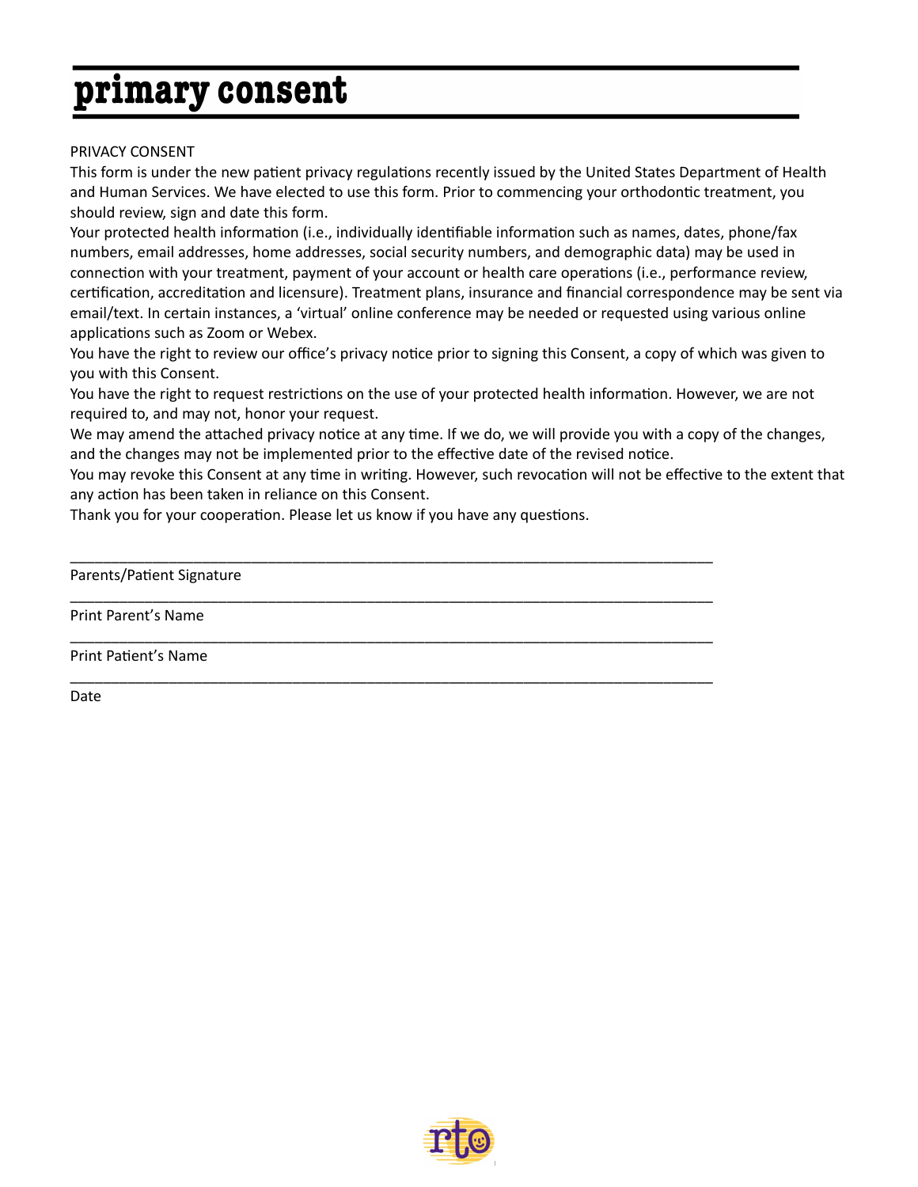# primary consent

PRIVACY CONSENT

This form is under the new patient privacy regulations recently issued by the United States Department of Health and Human Services. We have elected to use this form. Prior to commencing your orthodontic treatment, you should review, sign and date this form.

Your protected health information (i.e., individually identifiable information such as names, dates, phone/fax numbers, email addresses, home addresses, social security numbers, and demographic data) may be used in connection with your treatment, payment of your account or health care operations (i.e., performance review, certification, accreditation and licensure). Treatment plans, insurance and financial correspondence may be sent via email/text. In certain instances, a 'virtual' online conference may be needed or requested using various online applications such as Zoom or Webex.

You have the right to review our office's privacy notice prior to signing this Consent, a copy of which was given to you with this Consent.

You have the right to request restrictions on the use of your protected health information. However, we are not required to, and may not, honor your request.

We may amend the attached privacy notice at any time. If we do, we will provide you with a copy of the changes, and the changes may not be implemented prior to the effective date of the revised notice.

You may revoke this Consent at any time in writing. However, such revocation will not be effective to the extent that any action has been taken in reliance on this Consent.

Thank you for your cooperation. Please let us know if you have any questions.

\_\_\_\_\_\_\_\_\_\_\_\_\_\_\_\_\_\_\_\_\_\_\_\_\_\_\_\_\_\_\_\_\_\_\_\_\_\_\_\_\_\_\_\_\_\_\_\_\_\_\_\_\_\_\_\_\_\_\_\_\_\_\_\_\_\_\_\_\_\_

Parents/Patient Signature

\_\_\_\_\_\_\_\_\_\_\_\_\_\_\_\_\_\_\_\_\_\_\_\_\_\_\_\_\_\_\_\_\_\_\_\_\_\_\_\_\_\_\_\_\_\_\_\_\_\_\_\_\_\_\_\_\_\_\_\_\_\_\_\_\_\_\_\_\_\_

Print Parent's Name

\_\_\_\_\_\_\_\_\_\_\_\_\_\_\_\_\_\_\_\_\_\_\_\_\_\_\_\_\_\_\_\_\_\_\_\_\_\_\_\_\_\_\_\_\_\_\_\_\_\_\_\_\_\_\_\_\_\_\_\_\_\_\_\_\_\_\_\_\_\_

Print Patient's Name

\_\_\_\_\_\_\_\_\_\_\_\_\_\_\_\_\_\_\_\_\_\_\_\_\_\_\_\_\_\_\_\_\_\_\_\_\_\_\_\_\_\_\_\_\_\_\_\_\_\_\_\_\_\_\_\_\_\_\_\_\_\_\_\_\_\_\_\_\_\_

Date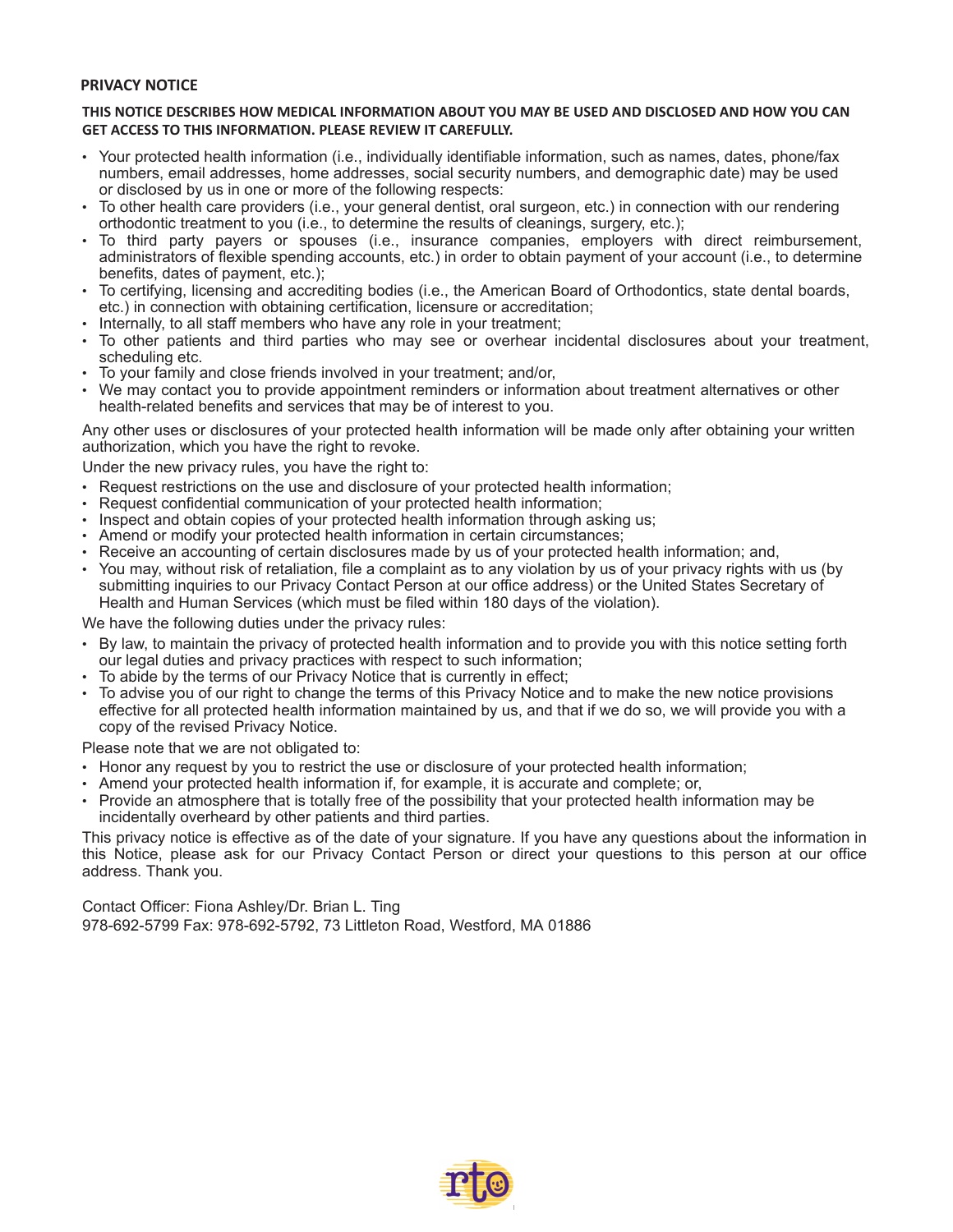## PRIVACY NOTICE

**THIS NOTICE DESCRIBES HOW MEDICAL INFORMATION ABOUT YOU MAY BE USED AND DISCLOSED AND HOW YOU CAN GET ACCESS TO THIS INFORMATION. PLEASE REVIEW IT CAREFULLY.**

- Your protected health information (i.e., individually identifiable information, such as names, dates, phone/fax numbers, email addresses, home addresses, social security numbers, and demographic date) may be used or disclosed by us in one or more of the following respects:
- To other health care providers (i.e., your general dentist, oral surgeon, etc.) in connection with our rendering orthodontic treatment to you (i.e., to determine the results of cleanings, surgery, etc.);
- To third party payers or spouses (i.e., insurance companies, employers with direct reimbursement, administrators of flexible spending accounts, etc.) in order to obtain payment of your account (i.e., to determine benefits, dates of payment, etc.);
- To certifying, licensing and accrediting bodies (i.e., the American Board of Orthodontics, state dental boards, etc.) in connection with obtaining certification, licensure or accreditation;
- Internally, to all staff members who have any role in your treatment;
- To other patients and third parties who may see or overhear incidental disclosures about your treatment, scheduling etc.
- To your family and close friends involved in your treatment; and/or,
- We may contact you to provide appointment reminders or information about treatment alternatives or other health-related benefits and services that may be of interest to you.

Any other uses or disclosures of your protected health information will be made only after obtaining your written authorization, which you have the right to revoke.

Under the new privacy rules, you have the right to:

- Request restrictions on the use and disclosure of your protected health information;
- Request confidential communication of your protected health information;
- Inspect and obtain copies of your protected health information through asking us;
- Amend or modify your protected health information in certain circumstances;
- Receive an accounting of certain disclosures made by us of your protected health information; and,
- You may, without risk of retaliation, file a complaint as to any violation by us of your privacy rights with us (by submitting inquiries to our Privacy Contact Person at our office address) or the United States Secretary of Health and Human Services (which must be filed within 180 days of the violation).

We have the following duties under the privacy rules:

- By law, to maintain the privacy of protected health information and to provide you with this notice setting forth our legal duties and privacy practices with respect to such information;
- To abide by the terms of our Privacy Notice that is currently in effect;
- To advise you of our right to change the terms of this Privacy Notice and to make the new notice provisions effective for all protected health information maintained by us, and that if we do so, we will provide you with a copy of the revised Privacy Notice.

Please note that we are not obligated to:

- Honor any request by you to restrict the use or disclosure of your protected health information;
- Amend your protected health information if, for example, it is accurate and complete; or,
- Provide an atmosphere that is totally free of the possibility that your protected health information may be incidentally overheard by other patients and third parties.

This privacy notice is effective as of the date of your signature. If you have any questions about the information in this Notice, please ask for our Privacy Contact Person or direct your questions to this person at our office address. Thank you.

Contact Officer: Fiona Ashley/Dr. Brian L. Ting
978-692-5799 Fax: 978-692-5792, 73 Littleton Road, Westford, MA 01886